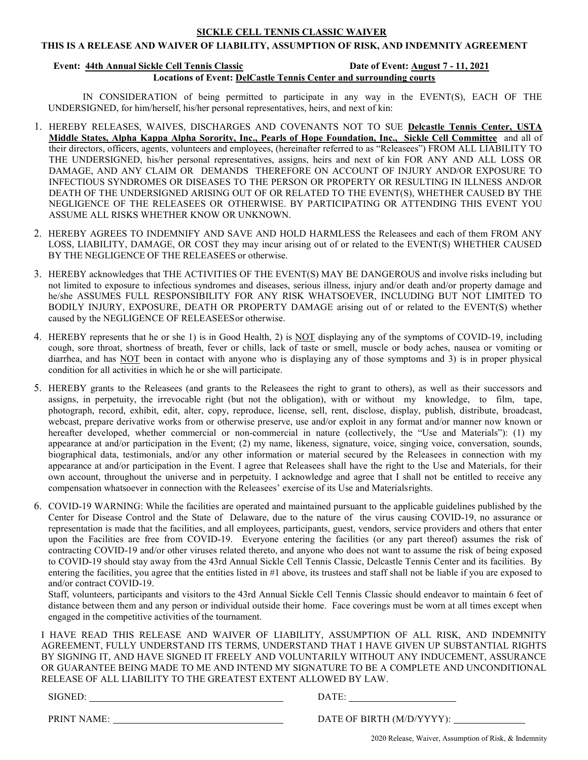## SICKLE CELL TENNIS CLASSIC WAIVER

### THIS IS A RELEASE AND WAIVER OF LIABILITY, ASSUMPTION OF RISK, AND INDEMNITY AGREEMENT

**Event: 44th Annual Sickle Cell Tennis Classic** **Date of Event: August 7 - 11, 2021**
**Locations of Event: DelCastle Tennis Center and surrounding courts**

IN CONSIDERATION of being permitted to participate in any way in the EVENT(S), EACH OF THE UNDERSIGNED, for him/herself, his/her personal representatives, heirs, and next of kin:

1. HEREBY RELEASES, WAIVES, DISCHARGES AND COVENANTS NOT TO SUE **Delcastle Tennis Center, USTA Middle States, Alpha Kappa Alpha Sorority, Inc., Pearls of Hope Foundation, Inc., Sickle Cell Committee** and all of their directors, officers, agents, volunteers and employees, (hereinafter referred to as "Releasees") FROM ALL LIABILITY TO THE UNDERSIGNED, his/her personal representatives, assigns, heirs and next of kin FOR ANY AND ALL LOSS OR DAMAGE, AND ANY CLAIM OR DEMANDS THEREFORE ON ACCOUNT OF INJURY AND/OR EXPOSURE TO INFECTIOUS SYNDROMES OR DISEASES TO THE PERSON OR PROPERTY OR RESULTING IN ILLNESS AND/OR DEATH OF THE UNDERSIGNED ARISING OUT OF OR RELATED TO THE EVENT(S), WHETHER CAUSED BY THE NEGLIGENCE OF THE RELEASEES OR OTHERWISE. BY PARTICIPATING OR ATTENDING THIS EVENT YOU ASSUME ALL RISKS WHETHER KNOW OR UNKNOWN.

2. HEREBY AGREES TO INDEMNIFY AND SAVE AND HOLD HARMLESS the Releasees and each of them FROM ANY LOSS, LIABILITY, DAMAGE, OR COST they may incur arising out of or related to the EVENT(S) WHETHER CAUSED BY THE NEGLIGENCE OF THE RELEASEES or otherwise.

3. HEREBY acknowledges that THE ACTIVITIES OF THE EVENT(S) MAY BE DANGEROUS and involve risks including but not limited to exposure to infectious syndromes and diseases, serious illness, injury and/or death and/or property damage and he/she ASSUMES FULL RESPONSIBILITY FOR ANY RISK WHATSOEVER, INCLUDING BUT NOT LIMITED TO BODILY INJURY, EXPOSURE, DEATH OR PROPERTY DAMAGE arising out of or related to the EVENT(S) whether caused by the NEGLIGENCE OF RELEASEES or otherwise.

4. HEREBY represents that he or she 1) is in Good Health, 2) is NOT displaying any of the symptoms of COVID-19, including cough, sore throat, shortness of breath, fever or chills, lack of taste or smell, muscle or body aches, nausea or vomiting or diarrhea, and has NOT been in contact with anyone who is displaying any of those symptoms and 3) is in proper physical condition for all activities in which he or she will participate.

5. HEREBY grants to the Releasees (and grants to the Releasees the right to grant to others), as well as their successors and assigns, in perpetuity, the irrevocable right (but not the obligation), with or without my knowledge, to film, tape, photograph, record, exhibit, edit, alter, copy, reproduce, license, sell, rent, disclose, display, publish, distribute, broadcast, webcast, prepare derivative works from or otherwise preserve, use and/or exploit in any format and/or manner now known or hereafter developed, whether commercial or non-commercial in nature (collectively, the "Use and Materials"): (1) my appearance at and/or participation in the Event; (2) my name, likeness, signature, voice, singing voice, conversation, sounds, biographical data, testimonials, and/or any other information or material secured by the Releasees in connection with my appearance at and/or participation in the Event. I agree that Releasees shall have the right to the Use and Materials, for their own account, throughout the universe and in perpetuity. I acknowledge and agree that I shall not be entitled to receive any compensation whatsoever in connection with the Releasees' exercise of its Use and Materials rights.

6. COVID-19 WARNING: While the facilities are operated and maintained pursuant to the applicable guidelines published by the Center for Disease Control and the State of Delaware, due to the nature of the virus causing COVID-19, no assurance or representation is made that the facilities, and all employees, participants, guest, vendors, service providers and others that enter upon the Facilities are free from COVID-19. Everyone entering the facilities (or any part thereof) assumes the risk of contracting COVID-19 and/or other viruses related thereto, and anyone who does not want to assume the risk of being exposed to COVID-19 should stay away from the 43rd Annual Sickle Cell Tennis Classic, Delcastle Tennis Center and its facilities. By entering the facilities, you agree that the entities listed in #1 above, its trustees and staff shall not be liable if you are exposed to and/or contract COVID-19.

   Staff, volunteers, participants and visitors to the 43rd Annual Sickle Cell Tennis Classic should endeavor to maintain 6 feet of distance between them and any person or individual outside their home. Face coverings must be worn at all times except when engaged in the competitive activities of the tournament.

I HAVE READ THIS RELEASE AND WAIVER OF LIABILITY, ASSUMPTION OF ALL RISK, AND INDEMNITY AGREEMENT, FULLY UNDERSTAND ITS TERMS, UNDERSTAND THAT I HAVE GIVEN UP SUBSTANTIAL RIGHTS BY SIGNING IT, AND HAVE SIGNED IT FREELY AND VOLUNTARILY WITHOUT ANY INDUCEMENT, ASSURANCE OR GUARANTEE BEING MADE TO ME AND INTEND MY SIGNATURE TO BE A COMPLETE AND UNCONDITIONAL RELEASE OF ALL LIABILITY TO THE GREATEST EXTENT ALLOWED BY LAW.

SIGNED: ______________________________ DATE: ____________________

PRINT NAME: __________________________ DATE OF BIRTH (M/D/YYYY): ____________

2020 Release, Waiver, Assumption of Risk, & Indemnity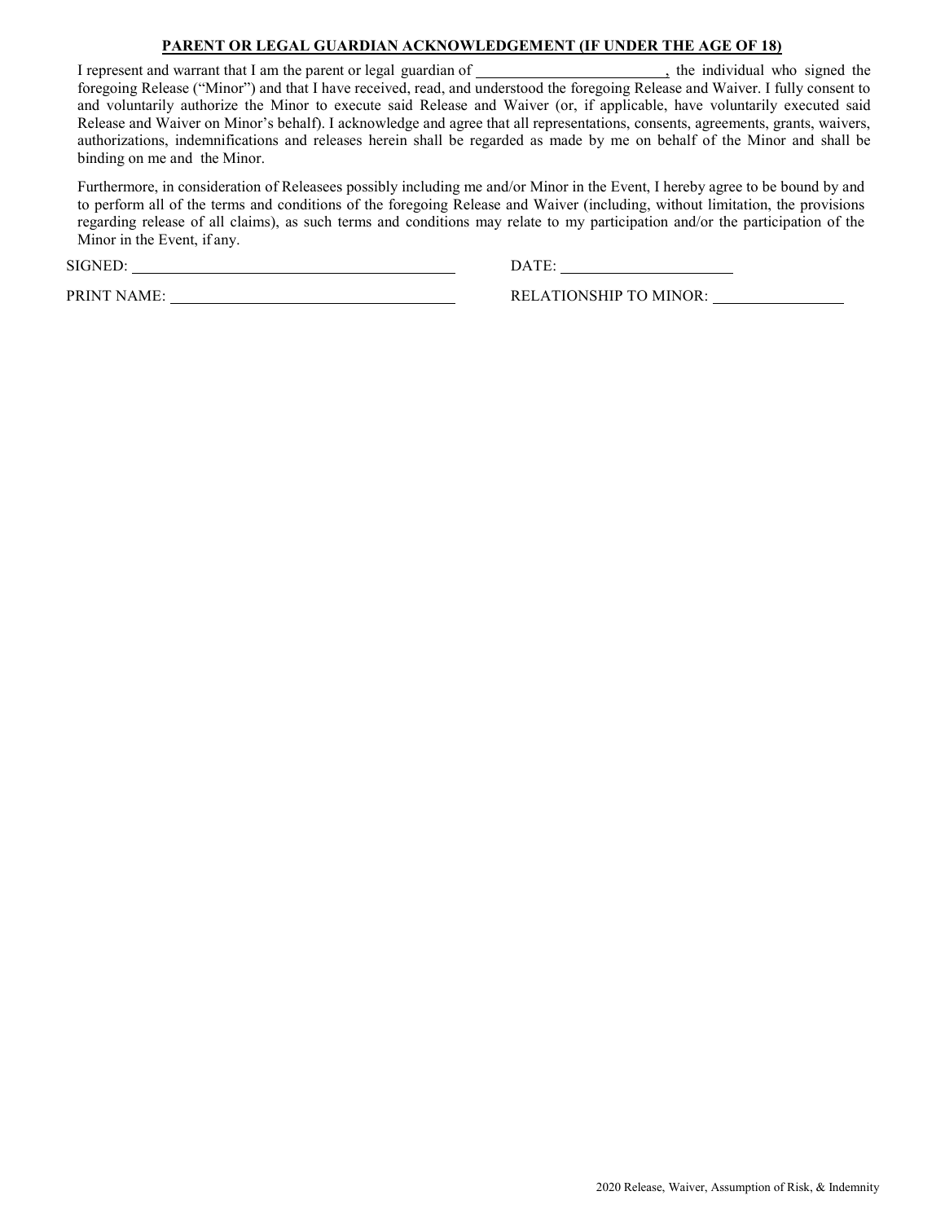**PARENT OR LEGAL GUARDIAN ACKNOWLEDGEMENT (IF UNDER THE AGE OF 18)**

I represent and warrant that I am the parent or legal guardian of \_\_\_\_\_\_\_\_\_\_\_\_\_\_\_\_\_\_\_\_\_\_\_\_\_\_, the individual who signed the foregoing Release ("Minor") and that I have received, read, and understood the foregoing Release and Waiver. I fully consent to and voluntarily authorize the Minor to execute said Release and Waiver (or, if applicable, have voluntarily executed said Release and Waiver on Minor's behalf). I acknowledge and agree that all representations, consents, agreements, grants, waivers, authorizations, indemnifications and releases herein shall be regarded as made by me on behalf of the Minor and shall be binding on me and the Minor.

Furthermore, in consideration of Releasees possibly including me and/or Minor in the Event, I hereby agree to be bound by and to perform all of the terms and conditions of the foregoing Release and Waiver (including, without limitation, the provisions regarding release of all claims), as such terms and conditions may relate to my participation and/or the participation of the Minor in the Event, if any.

SIGNED: \_\_\_\_\_\_\_\_\_\_\_\_\_\_\_\_\_\_\_\_\_\_\_\_\_\_\_\_\_\_\_\_\_\_\_\_\_\_\_\_ DATE: \_\_\_\_\_\_\_\_\_\_\_\_\_\_\_\_\_\_\_\_\_\_

PRINT NAME: \_\_\_\_\_\_\_\_\_\_\_\_\_\_\_\_\_\_\_\_\_\_\_\_\_\_\_\_\_\_\_\_\_\_\_\_\_ RELATIONSHIP TO MINOR: \_\_\_\_\_\_\_\_\_\_\_\_\_\_\_\_\_